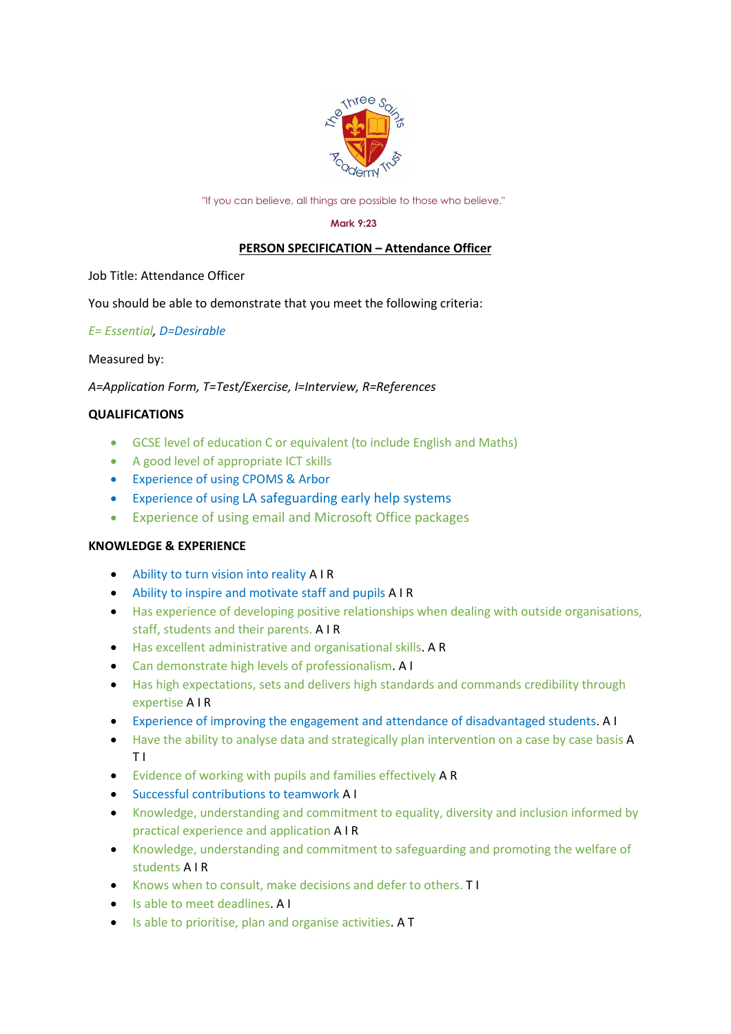"If you can believe, all things are possible to those who believe."

**Mark 9:23**

# PERSON SPECIFICATION – Attendance Officer

Job Title: Attendance Officer

You should be able to demonstrate that you meet the following criteria:

*E= Essential*, *D=Desirable*

Measured by:

*A=Application Form, T=Test/Exercise, I=Interview, R=References*

## QUALIFICATIONS

- GCSE level of education C or equivalent (to include English and Maths)
- A good level of appropriate ICT skills
- Experience of using CPOMS & Arbor
- Experience of using LA safeguarding early help systems
- Experience of using email and Microsoft Office packages

## KNOWLEDGE & EXPERIENCE

- Ability to turn vision into reality A I R
- Ability to inspire and motivate staff and pupils A I R
- Has experience of developing positive relationships when dealing with outside organisations, staff, students and their parents. A I R
- Has excellent administrative and organisational skills. A R
- Can demonstrate high levels of professionalism. A I
- Has high expectations, sets and delivers high standards and commands credibility through expertise A I R
- Experience of improving the engagement and attendance of disadvantaged students. A I
- Have the ability to analyse data and strategically plan intervention on a case by case basis A T I
- Evidence of working with pupils and families effectively A R
- Successful contributions to teamwork A I
- Knowledge, understanding and commitment to equality, diversity and inclusion informed by practical experience and application A I R
- Knowledge, understanding and commitment to safeguarding and promoting the welfare of students A I R
- Knows when to consult, make decisions and defer to others. T I
- Is able to meet deadlines. A I
- Is able to prioritise, plan and organise activities. A T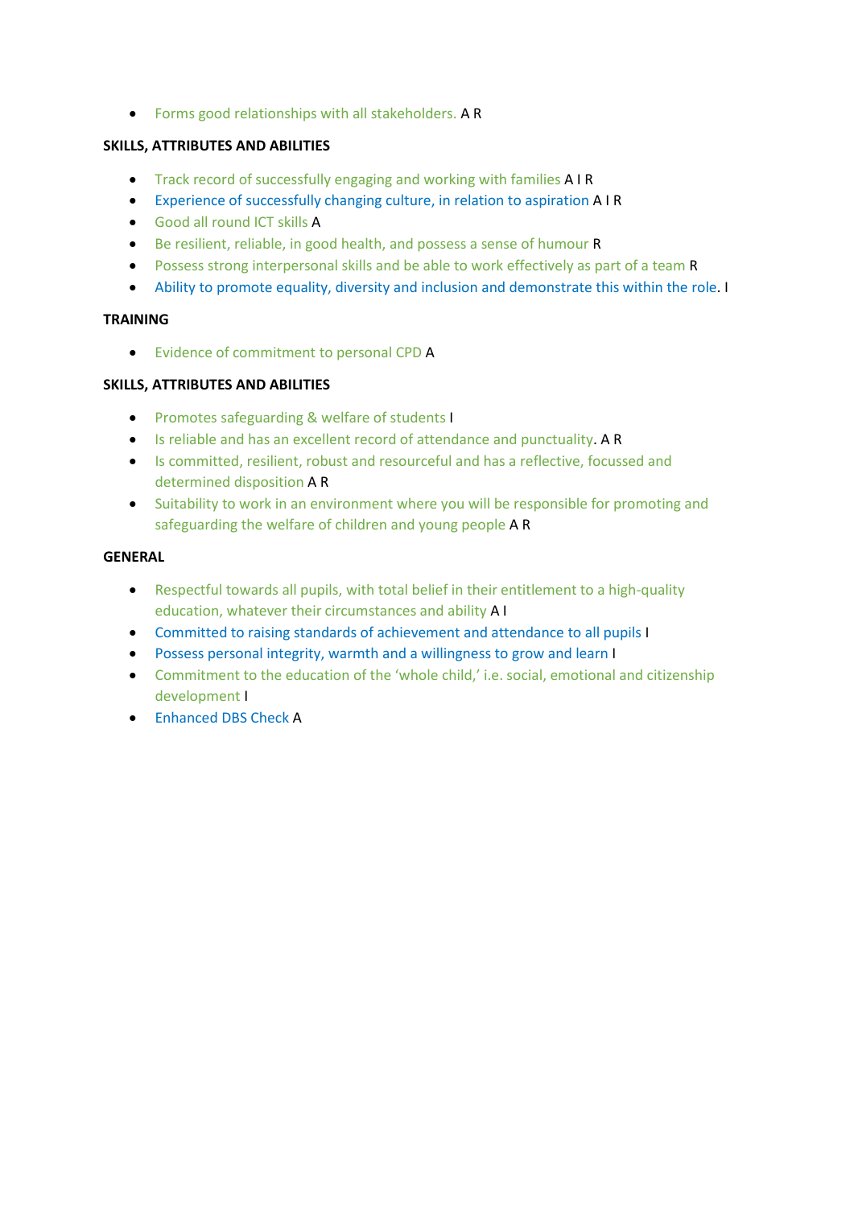- Forms good relationships with all stakeholders. A R

**SKILLS, ATTRIBUTES AND ABILITIES**

- Track record of successfully engaging and working with families A I R
- Experience of successfully changing culture, in relation to aspiration A I R
- Good all round ICT skills A
- Be resilient, reliable, in good health, and possess a sense of humour R
- Possess strong interpersonal skills and be able to work effectively as part of a team R
- Ability to promote equality, diversity and inclusion and demonstrate this within the role. I

**TRAINING**

- Evidence of commitment to personal CPD A

**SKILLS, ATTRIBUTES AND ABILITIES**

- Promotes safeguarding & welfare of students I
- Is reliable and has an excellent record of attendance and punctuality. A R
- Is committed, resilient, robust and resourceful and has a reflective, focussed and determined disposition A R
- Suitability to work in an environment where you will be responsible for promoting and safeguarding the welfare of children and young people A R

**GENERAL**

- Respectful towards all pupils, with total belief in their entitlement to a high-quality education, whatever their circumstances and ability A I
- Committed to raising standards of achievement and attendance to all pupils I
- Possess personal integrity, warmth and a willingness to grow and learn I
- Commitment to the education of the 'whole child,' i.e. social, emotional and citizenship development I
- Enhanced DBS Check A